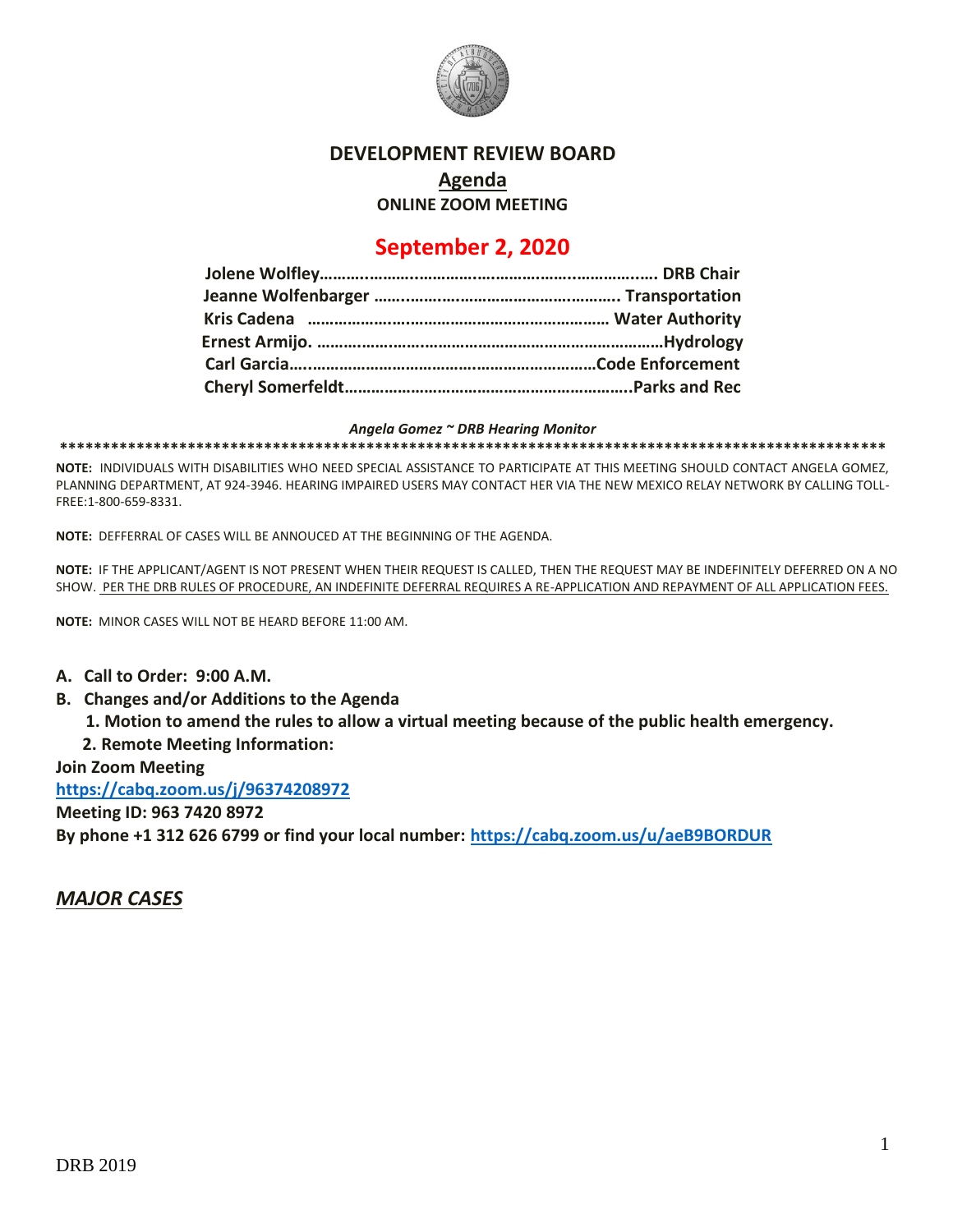# DEVELOPMENT REVIEW BOARD

## Agenda

**ONLINE ZOOM MEETING**

## September 2, 2020

**Jolene Wolfley……………………………………………………….. DRB Chair**
**Jeanne Wolfenbarger ………………………………………….. Transportation**
**Kris Cadena ……………………………………………………… Water Authority**
**Ernest Armijo. ……………………………………………………………Hydrology**
**Carl Garcia……………………………………………………………Code Enforcement**
**Cheryl Somerfeldt……………………………………………………….Parks and Rec**

***Angela Gomez ~ DRB Hearing Monitor***

*******************************************************************************************************

**NOTE:** INDIVIDUALS WITH DISABILITIES WHO NEED SPECIAL ASSISTANCE TO PARTICIPATE AT THIS MEETING SHOULD CONTACT ANGELA GOMEZ, PLANNING DEPARTMENT, AT 924-3946. HEARING IMPAIRED USERS MAY CONTACT HER VIA THE NEW MEXICO RELAY NETWORK BY CALLING TOLL-FREE:1-800-659-8331.

**NOTE:** DEFFERRAL OF CASES WILL BE ANNOUCED AT THE BEGINNING OF THE AGENDA.

**NOTE:** IF THE APPLICANT/AGENT IS NOT PRESENT WHEN THEIR REQUEST IS CALLED, THEN THE REQUEST MAY BE INDEFINITELY DEFERRED ON A NO SHOW. PER THE DRB RULES OF PROCEDURE, AN INDEFINITE DEFERRAL REQUIRES A RE-APPLICATION AND REPAYMENT OF ALL APPLICATION FEES.

**NOTE:** MINOR CASES WILL NOT BE HEARD BEFORE 11:00 AM.

**A. Call to Order: 9:00 A.M.**

**B. Changes and/or Additions to the Agenda**

**1. Motion to amend the rules to allow a virtual meeting because of the public health emergency.**

**2. Remote Meeting Information:**

**Join Zoom Meeting**

**https://cabq.zoom.us/j/96374208972**

**Meeting ID: 963 7420 8972**

**By phone +1 312 626 6799 or find your local number: https://cabq.zoom.us/u/aeB9BORDUR**

## *MAJOR CASES*

DRB 2019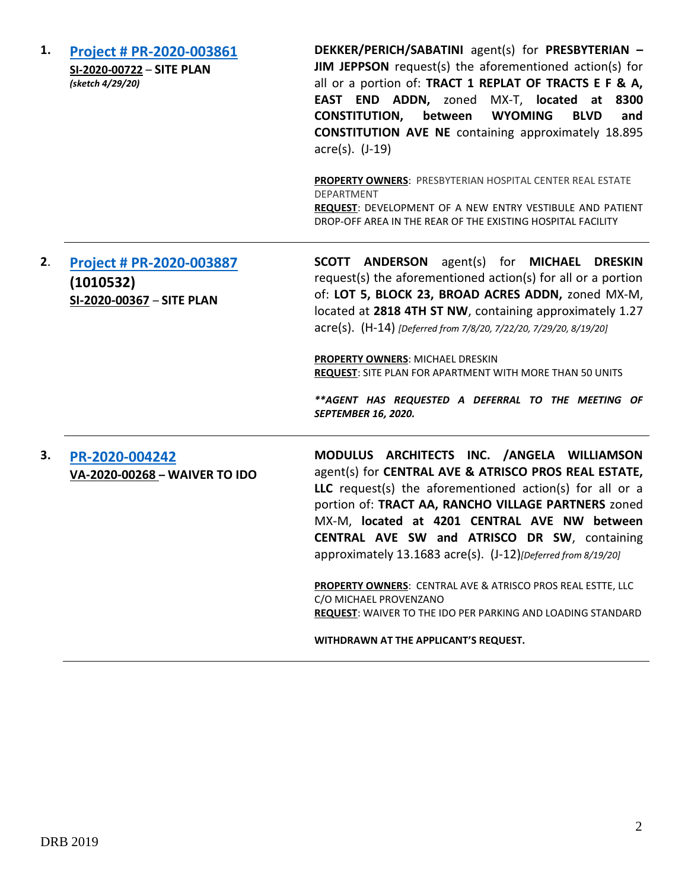1. **[Project # PR-2020-003861](#)**
   **SI-2020-00722** – **SITE PLAN**
   ***(sketch 4/29/20)***

   **DEKKER/PERICH/SABATINI** agent(s) for **PRESBYTERIAN – JIM JEPPSON** request(s) the aforementioned action(s) for all or a portion of: **TRACT 1 REPLAT OF TRACTS E F & A, EAST END ADDN,** zoned MX-T, **located at 8300 CONSTITUTION, between WYOMING BLVD and CONSTITUTION AVE NE** containing approximately 18.895 acre(s). (J-19)

   **PROPERTY OWNERS**: PRESBYTERIAN HOSPITAL CENTER REAL ESTATE DEPARTMENT
   **REQUEST**: DEVELOPMENT OF A NEW ENTRY VESTIBULE AND PATIENT DROP-OFF AREA IN THE REAR OF THE EXISTING HOSPITAL FACILITY

---

2. **[Project # PR-2020-003887](#)**
   **(1010532)**
   **SI-2020-00367** – **SITE PLAN**

   **SCOTT ANDERSON** agent(s) for **MICHAEL DRESKIN** request(s) the aforementioned action(s) for all or a portion of: **LOT 5, BLOCK 23, BROAD ACRES ADDN,** zoned MX-M, located at **2818 4TH ST NW**, containing approximately 1.27 acre(s). (H-14) *[Deferred from 7/8/20, 7/22/20, 7/29/20, 8/19/20]*

   **PROPERTY OWNERS**: MICHAEL DRESKIN
   **REQUEST**: SITE PLAN FOR APARTMENT WITH MORE THAN 50 UNITS

   ***\*\*AGENT HAS REQUESTED A DEFERRAL TO THE MEETING OF SEPTEMBER 16, 2020.***

---

3. **[PR-2020-004242](#)**
   **VA-2020-00268** – **WAIVER TO IDO**

   **MODULUS ARCHITECTS INC. /ANGELA WILLIAMSON** agent(s) for **CENTRAL AVE & ATRISCO PROS REAL ESTATE, LLC** request(s) the aforementioned action(s) for all or a portion of: **TRACT AA, RANCHO VILLAGE PARTNERS** zoned MX-M, **located at 4201 CENTRAL AVE NW between CENTRAL AVE SW and ATRISCO DR SW**, containing approximately 13.1683 acre(s). (J-12)*[Deferred from 8/19/20]*

   **PROPERTY OWNERS**: CENTRAL AVE & ATRISCO PROS REAL ESTTE, LLC C/O MICHAEL PROVENZANO
   **REQUEST**: WAIVER TO THE IDO PER PARKING AND LOADING STANDARD

   **WITHDRAWN AT THE APPLICANT'S REQUEST.**

---

DRB 2019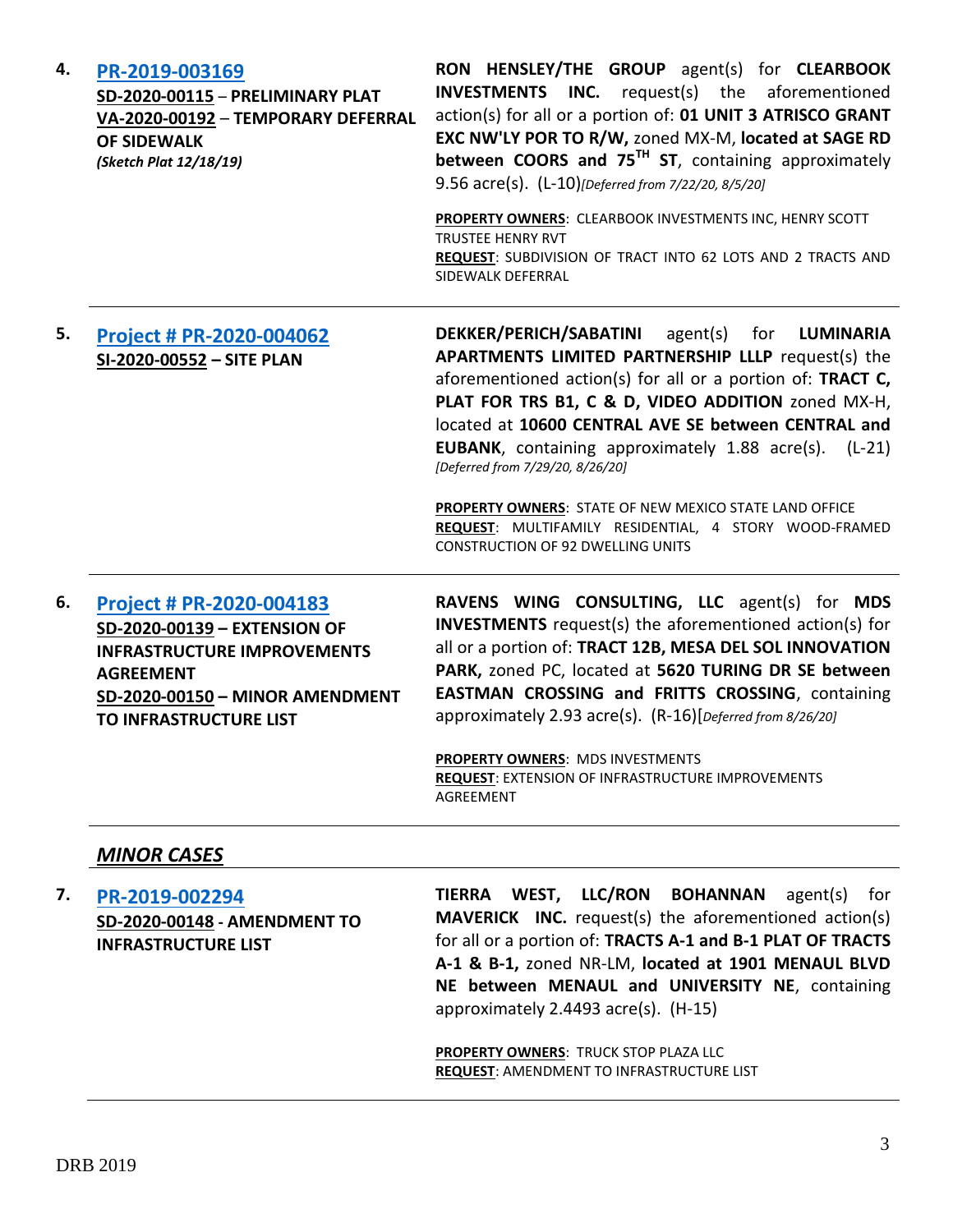4. **PR-2019-003169**
**SD-2020-00115 – PRELIMINARY PLAT**
**VA-2020-00192 – TEMPORARY DEFERRAL OF SIDEWALK**
***(Sketch Plat 12/18/19)***

**RON HENSLEY/THE GROUP** agent(s) for **CLEARBOOK INVESTMENTS INC.** request(s) the aforementioned action(s) for all or a portion of: **01 UNIT 3 ATRISCO GRANT EXC NW'LY POR TO R/W,** zoned MX-M, **located at SAGE RD between COORS and 75TH ST**, containing approximately 9.56 acre(s). (L-10)*[Deferred from 7/22/20, 8/5/20]*

**PROPERTY OWNERS**: CLEARBOOK INVESTMENTS INC, HENRY SCOTT TRUSTEE HENRY RVT
**REQUEST**: SUBDIVISION OF TRACT INTO 62 LOTS AND 2 TRACTS AND SIDEWALK DEFERRAL

---

5. **Project # PR-2020-004062**
**SI-2020-00552 – SITE PLAN**

**DEKKER/PERICH/SABATINI** agent(s) for **LUMINARIA APARTMENTS LIMITED PARTNERSHIP LLLP** request(s) the aforementioned action(s) for all or a portion of: **TRACT C, PLAT FOR TRS B1, C & D, VIDEO ADDITION** zoned MX-H, located at **10600 CENTRAL AVE SE between CENTRAL and EUBANK**, containing approximately 1.88 acre(s). (L-21) *[Deferred from 7/29/20, 8/26/20]*

**PROPERTY OWNERS**: STATE OF NEW MEXICO STATE LAND OFFICE
**REQUEST**: MULTIFAMILY RESIDENTIAL, 4 STORY WOOD-FRAMED CONSTRUCTION OF 92 DWELLING UNITS

---

6. **Project # PR-2020-004183**
**SD-2020-00139 – EXTENSION OF INFRASTRUCTURE IMPROVEMENTS AGREEMENT**
**SD-2020-00150 – MINOR AMENDMENT TO INFRASTRUCTURE LIST**

**RAVENS WING CONSULTING, LLC** agent(s) for **MDS INVESTMENTS** request(s) the aforementioned action(s) for all or a portion of: **TRACT 12B, MESA DEL SOL INNOVATION PARK,** zoned PC, located at **5620 TURING DR SE between EASTMAN CROSSING and FRITTS CROSSING**, containing approximately 2.93 acre(s). (R-16)[*Deferred from 8/26/20]*

**PROPERTY OWNERS**: MDS INVESTMENTS
**REQUEST**: EXTENSION OF INFRASTRUCTURE IMPROVEMENTS AGREEMENT

---

## *MINOR CASES*

7. **PR-2019-002294**
**SD-2020-00148 - AMENDMENT TO INFRASTRUCTURE LIST**

**TIERRA WEST, LLC/RON BOHANNAN** agent(s) for **MAVERICK INC.** request(s) the aforementioned action(s) for all or a portion of: **TRACTS A-1 and B-1 PLAT OF TRACTS A-1 & B-1,** zoned NR-LM, **located at 1901 MENAUL BLVD NE between MENAUL and UNIVERSITY NE**, containing approximately 2.4493 acre(s). (H-15)

**PROPERTY OWNERS**: TRUCK STOP PLAZA LLC
**REQUEST**: AMENDMENT TO INFRASTRUCTURE LIST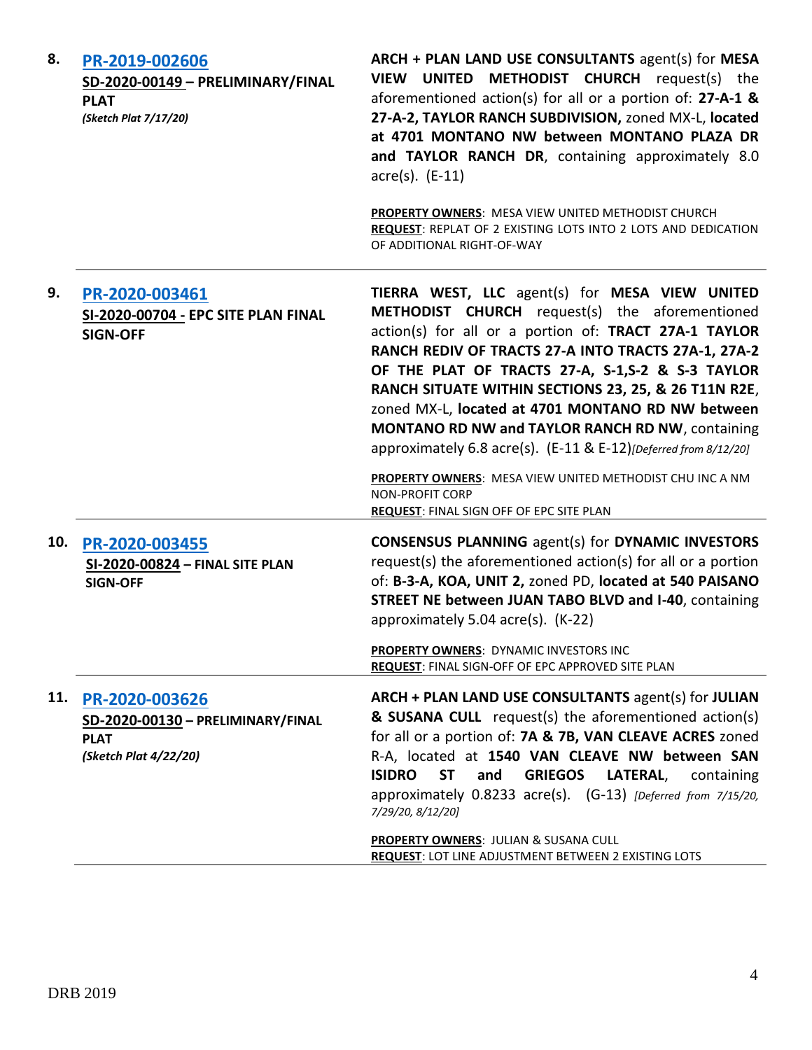| | | |
|---|---|---|
| **8.** | **[PR-2019-002606](#)**<br>**SD-2020-00149 – PRELIMINARY/FINAL PLAT**<br>***(Sketch Plat 7/17/20)*** | **ARCH + PLAN LAND USE CONSULTANTS** agent(s) for **MESA VIEW UNITED METHODIST CHURCH** request(s) the aforementioned action(s) for all or a portion of: **27-A-1 & 27-A-2, TAYLOR RANCH SUBDIVISION,** zoned MX-L, **located at 4701 MONTANO NW between MONTANO PLAZA DR and TAYLOR RANCH DR**, containing approximately 8.0 acre(s). (E-11)<br><br>**PROPERTY OWNERS**: MESA VIEW UNITED METHODIST CHURCH<br>**REQUEST**: REPLAT OF 2 EXISTING LOTS INTO 2 LOTS AND DEDICATION OF ADDITIONAL RIGHT-OF-WAY |
| **9.** | **[PR-2020-003461](#)**<br>**SI-2020-00704 - EPC SITE PLAN FINAL SIGN-OFF** | **TIERRA WEST, LLC** agent(s) for **MESA VIEW UNITED METHODIST CHURCH** request(s) the aforementioned action(s) for all or a portion of: **TRACT 27A-1 TAYLOR RANCH REDIV OF TRACTS 27-A INTO TRACTS 27A-1, 27A-2 OF THE PLAT OF TRACTS 27-A, S-1,S-2 & S-3 TAYLOR RANCH SITUATE WITHIN SECTIONS 23, 25, & 26 T11N R2E**, zoned MX-L, **located at 4701 MONTANO RD NW between MONTANO RD NW and TAYLOR RANCH RD NW**, containing approximately 6.8 acre(s). (E-11 & E-12)*[Deferred from 8/12/20]*<br><br>**PROPERTY OWNERS**: MESA VIEW UNITED METHODIST CHU INC A NM NON-PROFIT CORP<br>**REQUEST**: FINAL SIGN OFF OF EPC SITE PLAN |
| **10.** | **[PR-2020-003455](#)**<br>**SI-2020-00824 – FINAL SITE PLAN SIGN-OFF** | **CONSENSUS PLANNING** agent(s) for **DYNAMIC INVESTORS** request(s) the aforementioned action(s) for all or a portion of: **B-3-A, KOA, UNIT 2,** zoned PD, **located at 540 PAISANO STREET NE between JUAN TABO BLVD and I-40**, containing approximately 5.04 acre(s). (K-22)<br><br>**PROPERTY OWNERS**: DYNAMIC INVESTORS INC<br>**REQUEST**: FINAL SIGN-OFF OF EPC APPROVED SITE PLAN |
| **11.** | **[PR-2020-003626](#)**<br>**SD-2020-00130 – PRELIMINARY/FINAL PLAT**<br>***(Sketch Plat 4/22/20)*** | **ARCH + PLAN LAND USE CONSULTANTS** agent(s) for **JULIAN & SUSANA CULL** request(s) the aforementioned action(s) for all or a portion of: **7A & 7B, VAN CLEAVE ACRES** zoned R-A, located at **1540 VAN CLEAVE NW between SAN ISIDRO ST and GRIEGOS LATERAL**, containing approximately 0.8233 acre(s). (G-13) *[Deferred from 7/15/20, 7/29/20, 8/12/20]*<br><br>**PROPERTY OWNERS**: JULIAN & SUSANA CULL<br>**REQUEST**: LOT LINE ADJUSTMENT BETWEEN 2 EXISTING LOTS |

DRB 2019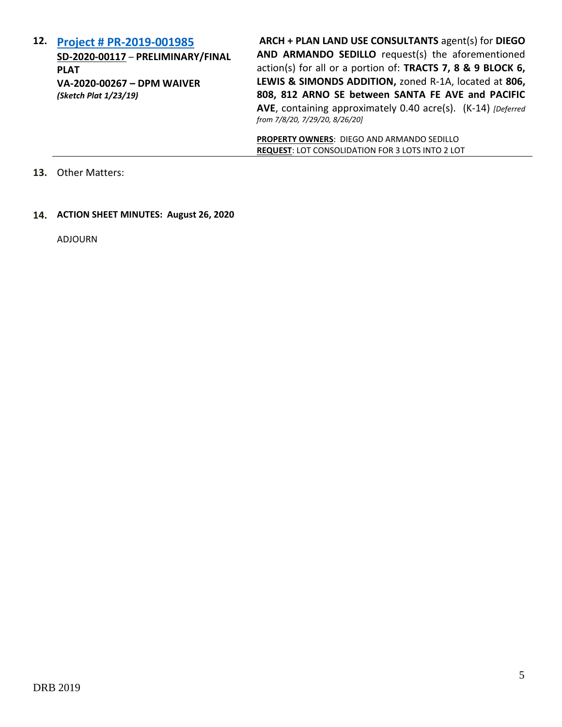**12.** **[Project # PR-2019-001985]**

**SD-2020-00117** – **PRELIMINARY/FINAL PLAT**

**VA-2020-00267 – DPM WAIVER**

***(Sketch Plat 1/23/19)***

**ARCH + PLAN LAND USE CONSULTANTS** agent(s) for **DIEGO AND ARMANDO SEDILLO** request(s) the aforementioned action(s) for all or a portion of: **TRACTS 7, 8 & 9 BLOCK 6, LEWIS & SIMONDS ADDITION,** zoned R-1A, located at **806, 808, 812 ARNO SE between SANTA FE AVE and PACIFIC AVE**, containing approximately 0.40 acre(s). (K-14) *[Deferred from 7/8/20, 7/29/20, 8/26/20]*

**PROPERTY OWNERS**: DIEGO AND ARMANDO SEDILLO

**REQUEST**: LOT CONSOLIDATION FOR 3 LOTS INTO 2 LOT

---

**13.** Other Matters:

**14.** **ACTION SHEET MINUTES: August 26, 2020**

ADJOURN

DRB 2019